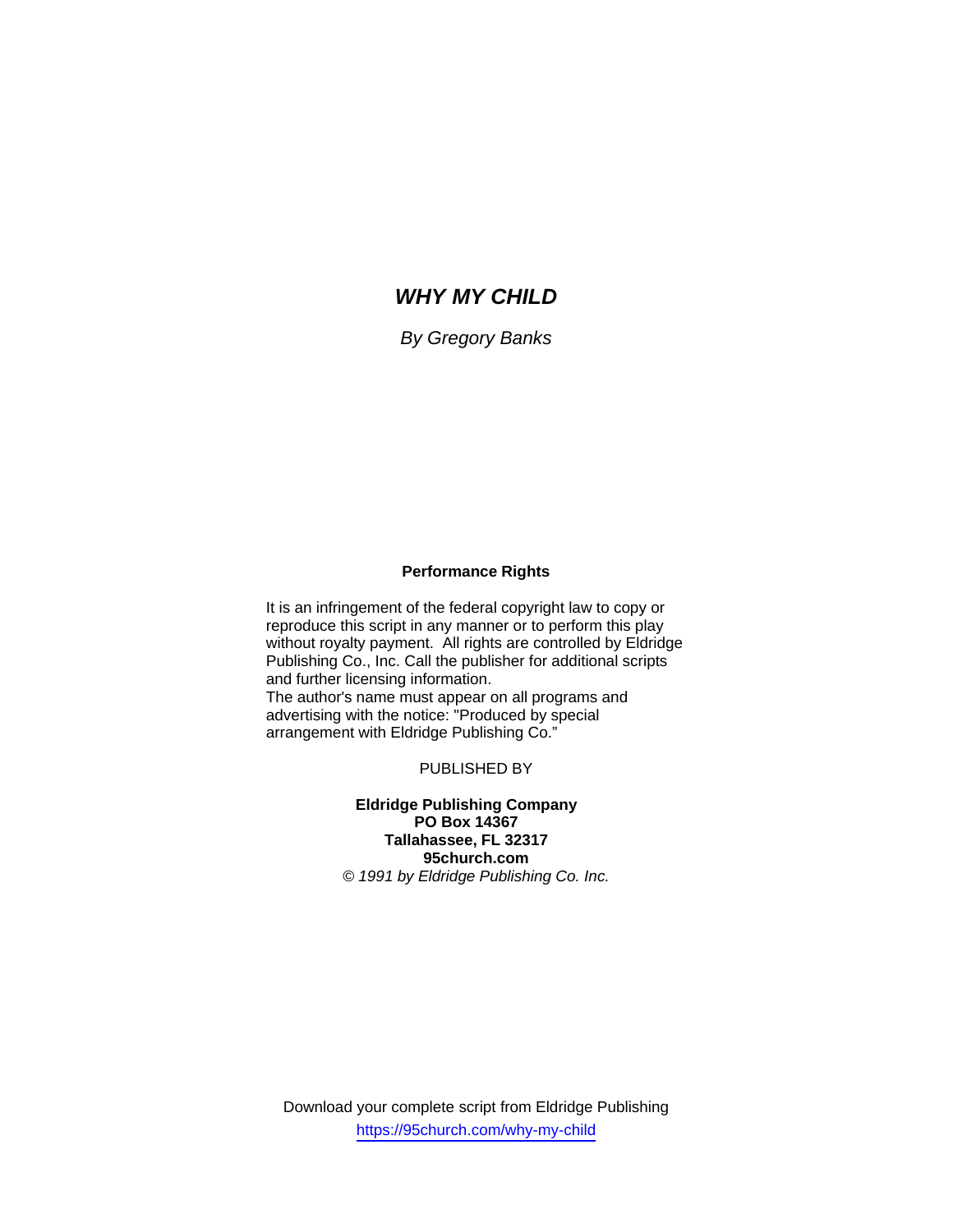# *WHY MY CHILD*

*By Gregory Banks*

**Performance Rights**

It is an infringement of the federal copyright law to copy or reproduce this script in any manner or to perform this play without royalty payment. All rights are controlled by Eldridge Publishing Co., Inc. Call the publisher for additional scripts and further licensing information.
The author's name must appear on all programs and advertising with the notice: "Produced by special arrangement with Eldridge Publishing Co."

PUBLISHED BY

**Eldridge Publishing Company**
**PO Box 14367**
**Tallahassee, FL 32317**
**95church.com**
*© 1991 by Eldridge Publishing Co. Inc.*

Download your complete script from Eldridge Publishing
https://95church.com/why-my-child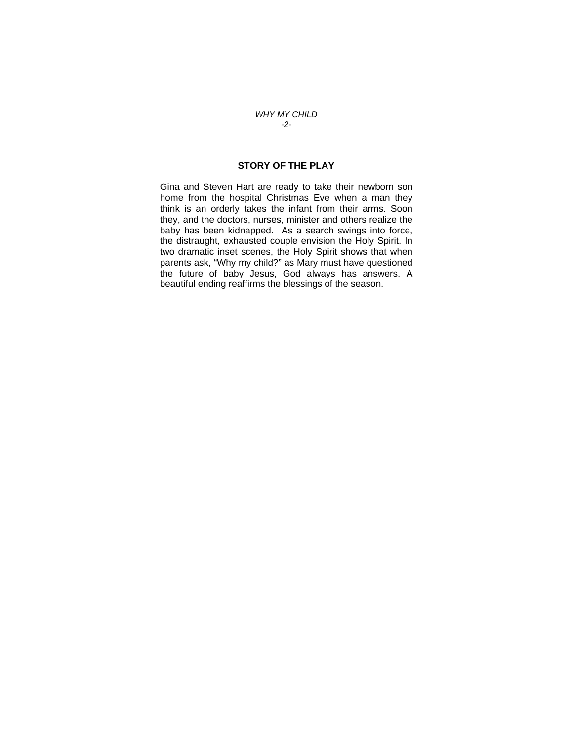## STORY OF THE PLAY

Gina and Steven Hart are ready to take their newborn son home from the hospital Christmas Eve when a man they think is an orderly takes the infant from their arms. Soon they, and the doctors, nurses, minister and others realize the baby has been kidnapped. As a search swings into force, the distraught, exhausted couple envision the Holy Spirit. In two dramatic inset scenes, the Holy Spirit shows that when parents ask, "Why my child?" as Mary must have questioned the future of baby Jesus, God always has answers. A beautiful ending reaffirms the blessings of the season.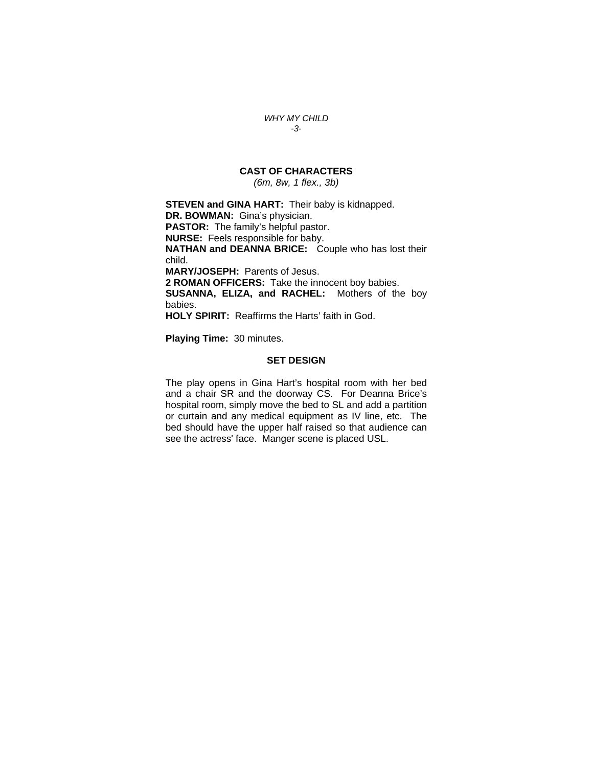## CAST OF CHARACTERS

*(6m, 8w, 1 flex., 3b)*

**STEVEN and GINA HART:** Their baby is kidnapped.
**DR. BOWMAN:** Gina's physician.
**PASTOR:** The family's helpful pastor.
**NURSE:** Feels responsible for baby.
**NATHAN and DEANNA BRICE:** Couple who has lost their child.
**MARY/JOSEPH:** Parents of Jesus.
**2 ROMAN OFFICERS:** Take the innocent boy babies.
**SUSANNA, ELIZA, and RACHEL:** Mothers of the boy babies.
**HOLY SPIRIT:** Reaffirms the Harts' faith in God.

**Playing Time:** 30 minutes.

## SET DESIGN

The play opens in Gina Hart's hospital room with her bed and a chair SR and the doorway CS. For Deanna Brice's hospital room, simply move the bed to SL and add a partition or curtain and any medical equipment as IV line, etc. The bed should have the upper half raised so that audience can see the actress' face. Manger scene is placed USL.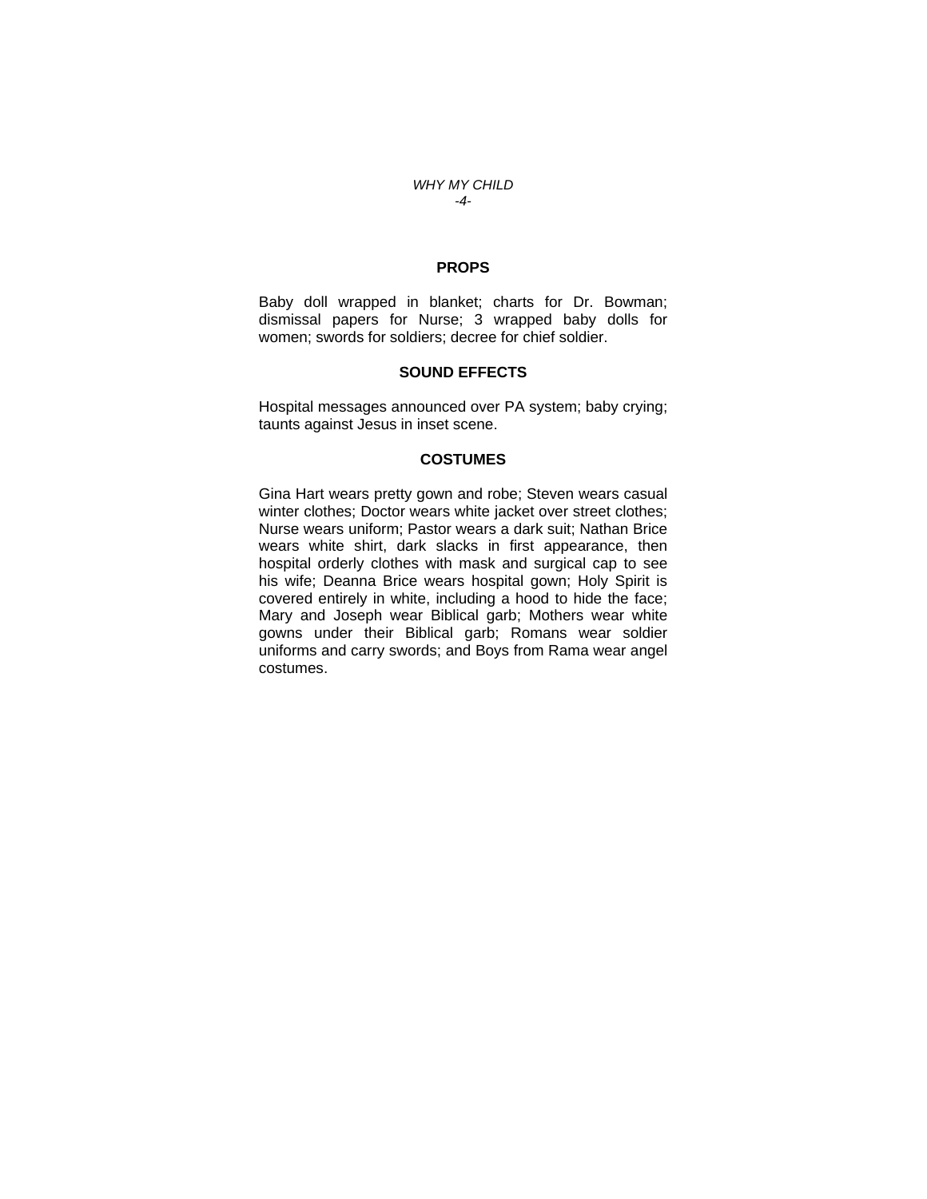## PROPS

Baby doll wrapped in blanket; charts for Dr. Bowman; dismissal papers for Nurse; 3 wrapped baby dolls for women; swords for soldiers; decree for chief soldier.

## SOUND EFFECTS

Hospital messages announced over PA system; baby crying; taunts against Jesus in inset scene.

## COSTUMES

Gina Hart wears pretty gown and robe; Steven wears casual winter clothes; Doctor wears white jacket over street clothes; Nurse wears uniform; Pastor wears a dark suit; Nathan Brice wears white shirt, dark slacks in first appearance, then hospital orderly clothes with mask and surgical cap to see his wife; Deanna Brice wears hospital gown; Holy Spirit is covered entirely in white, including a hood to hide the face; Mary and Joseph wear Biblical garb; Mothers wear white gowns under their Biblical garb; Romans wear soldier uniforms and carry swords; and Boys from Rama wear angel costumes.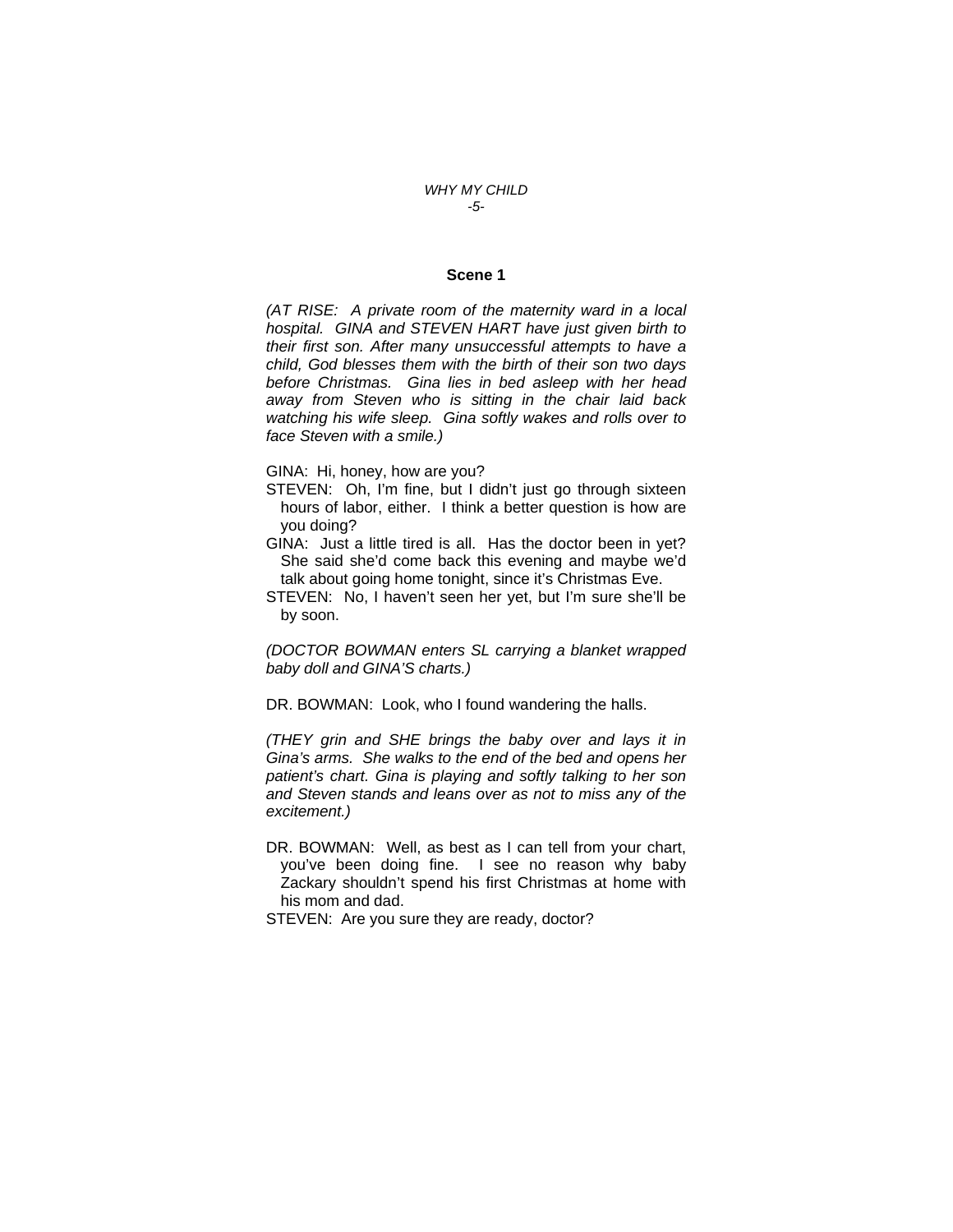## Scene 1

*(AT RISE: A private room of the maternity ward in a local hospital. GINA and STEVEN HART have just given birth to their first son. After many unsuccessful attempts to have a child, God blesses them with the birth of their son two days before Christmas. Gina lies in bed asleep with her head away from Steven who is sitting in the chair laid back watching his wife sleep. Gina softly wakes and rolls over to face Steven with a smile.)*

GINA: Hi, honey, how are you?

STEVEN: Oh, I'm fine, but I didn't just go through sixteen hours of labor, either. I think a better question is how are you doing?

GINA: Just a little tired is all. Has the doctor been in yet? She said she'd come back this evening and maybe we'd talk about going home tonight, since it's Christmas Eve.

STEVEN: No, I haven't seen her yet, but I'm sure she'll be by soon.

*(DOCTOR BOWMAN enters SL carrying a blanket wrapped baby doll and GINA'S charts.)*

DR. BOWMAN: Look, who I found wandering the halls.

*(THEY grin and SHE brings the baby over and lays it in Gina's arms. She walks to the end of the bed and opens her patient's chart. Gina is playing and softly talking to her son and Steven stands and leans over as not to miss any of the excitement.)*

DR. BOWMAN: Well, as best as I can tell from your chart, you've been doing fine. I see no reason why baby Zackary shouldn't spend his first Christmas at home with his mom and dad.

STEVEN: Are you sure they are ready, doctor?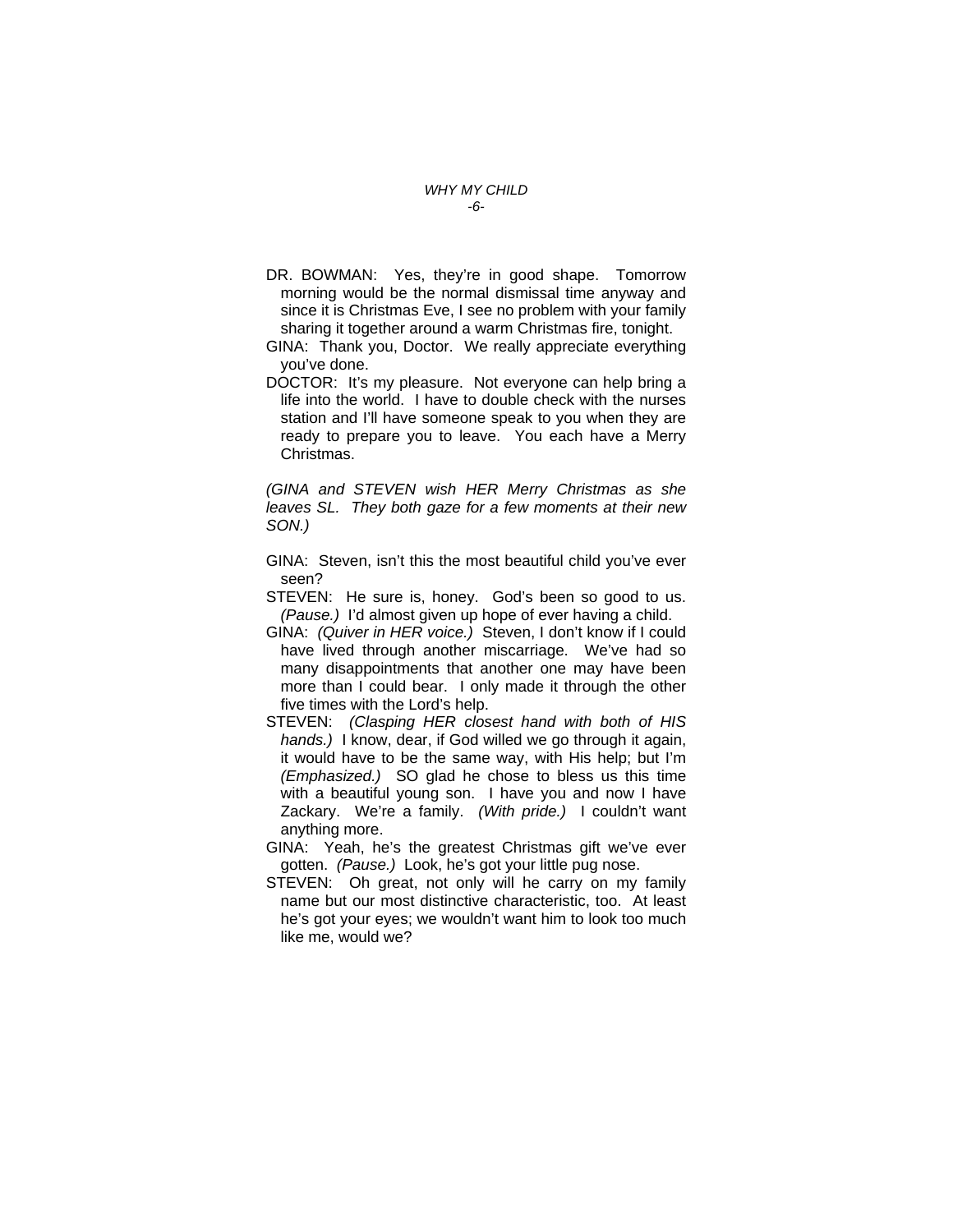DR. BOWMAN: Yes, they're in good shape. Tomorrow morning would be the normal dismissal time anyway and since it is Christmas Eve, I see no problem with your family sharing it together around a warm Christmas fire, tonight.

GINA: Thank you, Doctor. We really appreciate everything you've done.

DOCTOR: It's my pleasure. Not everyone can help bring a life into the world. I have to double check with the nurses station and I'll have someone speak to you when they are ready to prepare you to leave. You each have a Merry Christmas.

*(GINA and STEVEN wish HER Merry Christmas as she leaves SL. They both gaze for a few moments at their new SON.)*

GINA: Steven, isn't this the most beautiful child you've ever seen?

STEVEN: He sure is, honey. God's been so good to us. *(Pause.)* I'd almost given up hope of ever having a child.

GINA: *(Quiver in HER voice.)* Steven, I don't know if I could have lived through another miscarriage. We've had so many disappointments that another one may have been more than I could bear. I only made it through the other five times with the Lord's help.

STEVEN: *(Clasping HER closest hand with both of HIS hands.)* I know, dear, if God willed we go through it again, it would have to be the same way, with His help; but I'm *(Emphasized.)* SO glad he chose to bless us this time with a beautiful young son. I have you and now I have Zackary. We're a family. *(With pride.)* I couldn't want anything more.

GINA: Yeah, he's the greatest Christmas gift we've ever gotten. *(Pause.)* Look, he's got your little pug nose.

STEVEN: Oh great, not only will he carry on my family name but our most distinctive characteristic, too. At least he's got your eyes; we wouldn't want him to look too much like me, would we?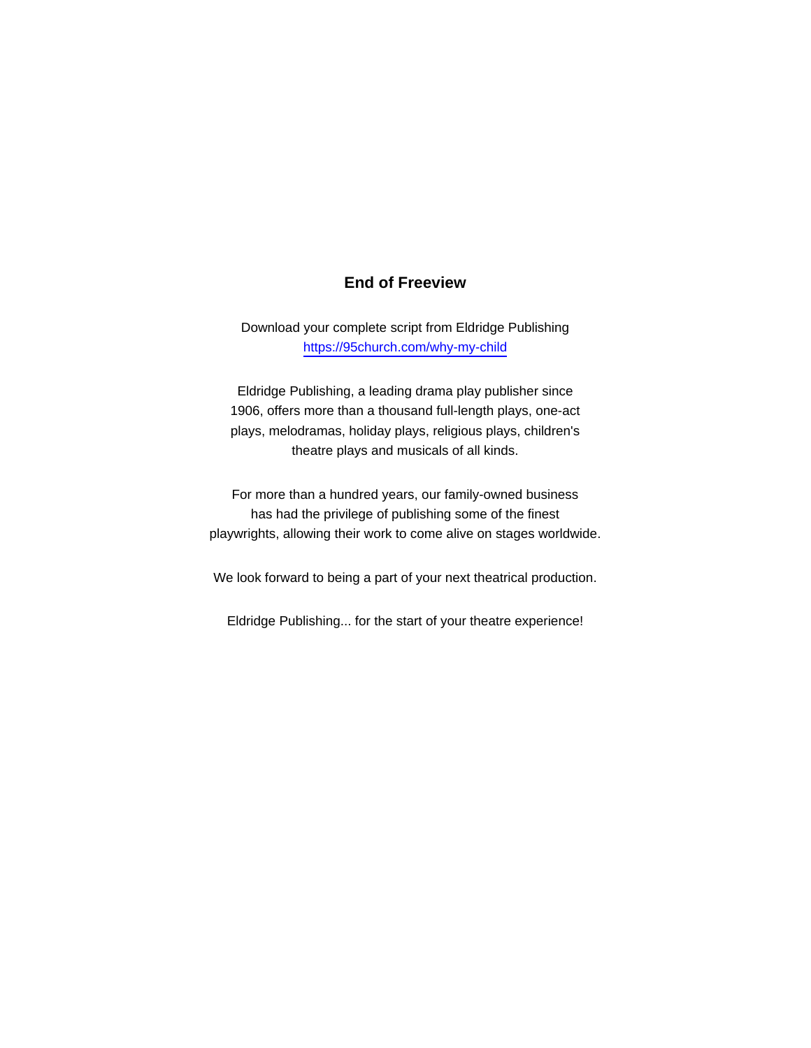## End of Freeview

Download your complete script from Eldridge Publishing
https://95church.com/why-my-child

Eldridge Publishing, a leading drama play publisher since 1906, offers more than a thousand full-length plays, one-act plays, melodramas, holiday plays, religious plays, children's theatre plays and musicals of all kinds.

For more than a hundred years, our family-owned business has had the privilege of publishing some of the finest playwrights, allowing their work to come alive on stages worldwide.

We look forward to being a part of your next theatrical production.

Eldridge Publishing... for the start of your theatre experience!